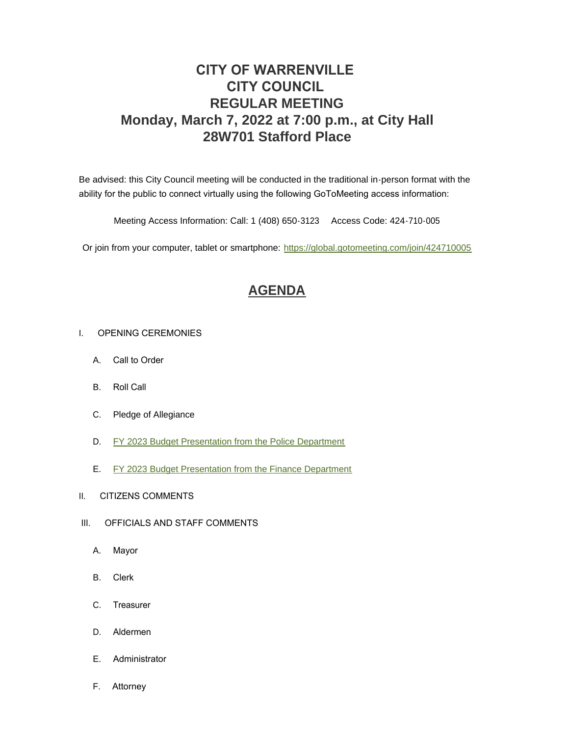# CITY OF WARRENVILLE
# CITY COUNCIL
# REGULAR MEETING
# Monday, March 7, 2022 at 7:00 p.m., at City Hall
# 28W701 Stafford Place

Be advised: this City Council meeting will be conducted in the traditional in-person format with the ability for the public to connect virtually using the following GoToMeeting access information:

Meeting Access Information: Call: 1 (408) 650-3123     Access Code: 424-710-005

Or join from your computer, tablet or smartphone: [https://global.gotomeeting.com/join/424710005](https://global.gotomeeting.com/join/424710005)

## AGENDA

I. OPENING CEREMONIES

   A. Call to Order

   B. Roll Call

   C. Pledge of Allegiance

   D. FY 2023 Budget Presentation from the Police Department

   E. FY 2023 Budget Presentation from the Finance Department

II. CITIZENS COMMENTS

III. OFFICIALS AND STAFF COMMENTS

   A. Mayor

   B. Clerk

   C. Treasurer

   D. Aldermen

   E. Administrator

   F. Attorney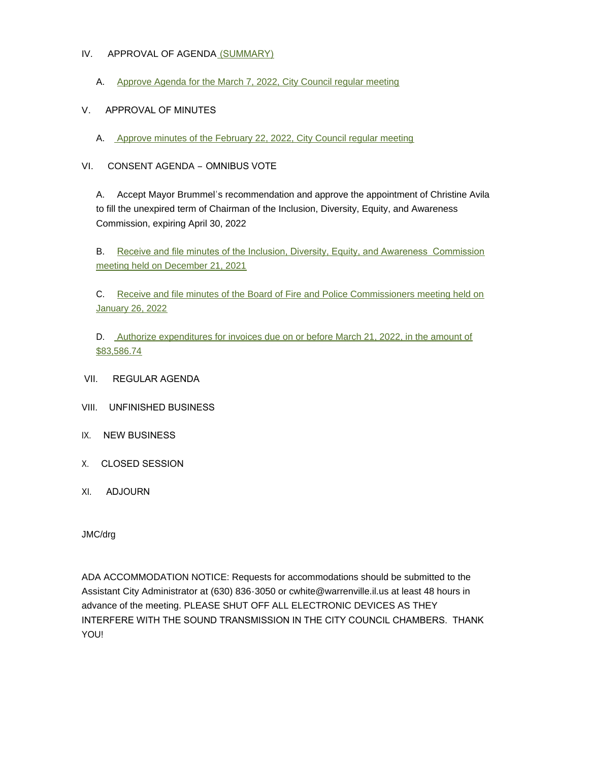IV. APPROVAL OF AGENDA (SUMMARY)

A. Approve Agenda for the March 7, 2022, City Council regular meeting

V. APPROVAL OF MINUTES

A. Approve minutes of the February 22, 2022, City Council regular meeting

VI. CONSENT AGENDA – OMNIBUS VOTE

A. Accept Mayor Brummel's recommendation and approve the appointment of Christine Avila to fill the unexpired term of Chairman of the Inclusion, Diversity, Equity, and Awareness Commission, expiring April 30, 2022

B. Receive and file minutes of the Inclusion, Diversity, Equity, and Awareness Commission meeting held on December 21, 2021

C. Receive and file minutes of the Board of Fire and Police Commissioners meeting held on January 26, 2022

D. Authorize expenditures for invoices due on or before March 21, 2022, in the amount of $83,586.74

VII. REGULAR AGENDA

VIII. UNFINISHED BUSINESS

IX. NEW BUSINESS

X. CLOSED SESSION

XI. ADJOURN

JMC/drg

ADA ACCOMMODATION NOTICE: Requests for accommodations should be submitted to the Assistant City Administrator at (630) 836-3050 or cwhite@warrenville.il.us at least 48 hours in advance of the meeting. PLEASE SHUT OFF ALL ELECTRONIC DEVICES AS THEY INTERFERE WITH THE SOUND TRANSMISSION IN THE CITY COUNCIL CHAMBERS. THANK YOU!